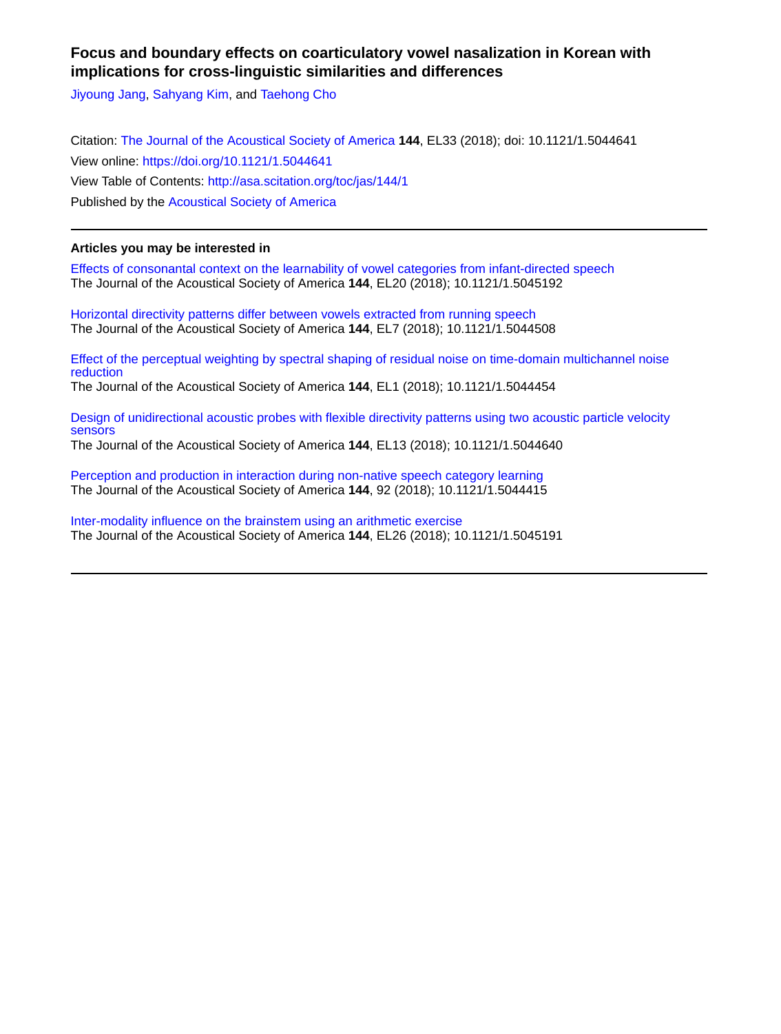# Focus and boundary effects on coarticulatory vowel nasalization in Korean with implications for cross-linguistic similarities and differences

Jiyoung Jang, Sahyang Kim, and Taehong Cho

Citation: The Journal of the Acoustical Society of America **144**, EL33 (2018); doi: 10.1121/1.5044641
View online: https://doi.org/10.1121/1.5044641
View Table of Contents: http://asa.scitation.org/toc/jas/144/1
Published by the Acoustical Society of America

---

### Articles you may be interested in

Effects of consonantal context on the learnability of vowel categories from infant-directed speech
The Journal of the Acoustical Society of America **144**, EL20 (2018); 10.1121/1.5045192

Horizontal directivity patterns differ between vowels extracted from running speech
The Journal of the Acoustical Society of America **144**, EL7 (2018); 10.1121/1.5044508

Effect of the perceptual weighting by spectral shaping of residual noise on time-domain multichannel noise reduction
The Journal of the Acoustical Society of America **144**, EL1 (2018); 10.1121/1.5044454

Design of unidirectional acoustic probes with flexible directivity patterns using two acoustic particle velocity sensors
The Journal of the Acoustical Society of America **144**, EL13 (2018); 10.1121/1.5044640

Perception and production in interaction during non-native speech category learning
The Journal of the Acoustical Society of America **144**, 92 (2018); 10.1121/1.5044415

Inter-modality influence on the brainstem using an arithmetic exercise
The Journal of the Acoustical Society of America **144**, EL26 (2018); 10.1121/1.5045191

---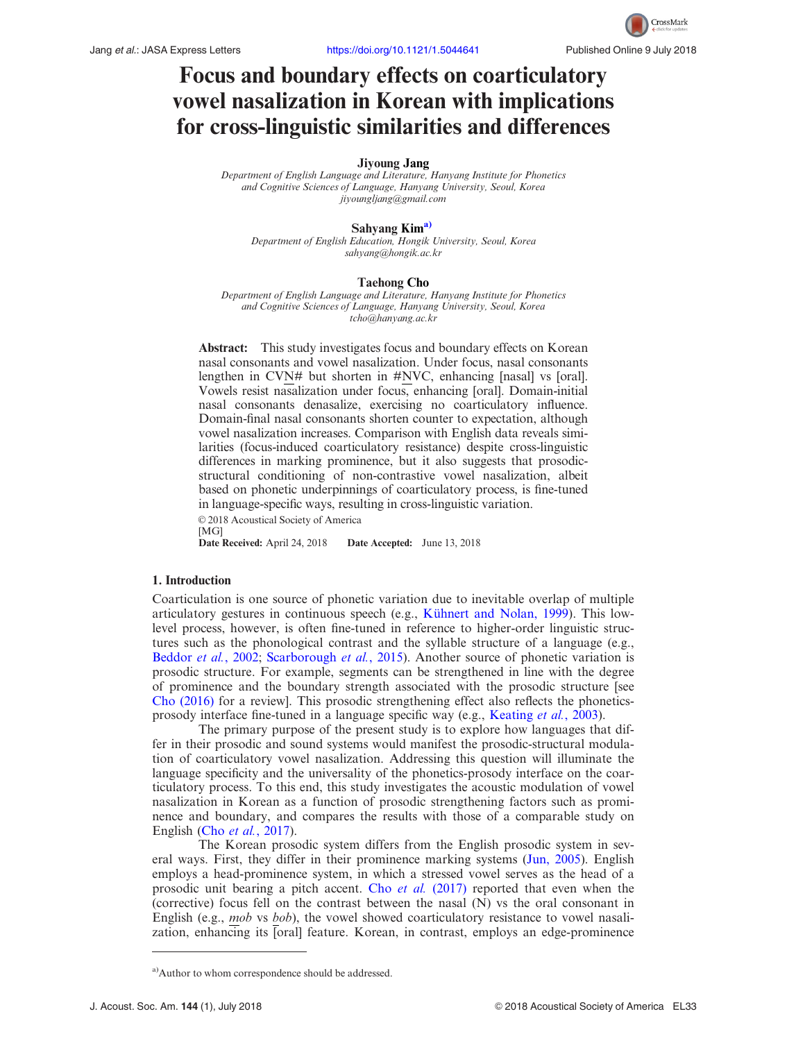# Focus and boundary effects on coarticulatory vowel nasalization in Korean with implications for cross-linguistic similarities and differences

**Jiyoung Jang**

*Department of English Language and Literature, Hanyang Institute for Phonetics and Cognitive Sciences of Language, Hanyang University, Seoul, Korea*
*jiyoungljang@gmail.com*

**Sahyang Kim**[a)]

*Department of English Education, Hongik University, Seoul, Korea*
*sahyang@hongik.ac.kr*

**Taehong Cho**

*Department of English Language and Literature, Hanyang Institute for Phonetics and Cognitive Sciences of Language, Hanyang University, Seoul, Korea*
*tcho@hanyang.ac.kr*

**Abstract:** This study investigates focus and boundary effects on Korean nasal consonants and vowel nasalization. Under focus, nasal consonants lengthen in CVN# but shorten in #NVC, enhancing [nasal] vs [oral]. Vowels resist nasalization under focus, enhancing [oral]. Domain-initial nasal consonants denasalize, exercising no coarticulatory influence. Domain-final nasal consonants shorten counter to expectation, although vowel nasalization increases. Comparison with English data reveals similarities (focus-induced coarticulatory resistance) despite cross-linguistic differences in marking prominence, but it also suggests that prosodic-structural conditioning of non-contrastive vowel nasalization, albeit based on phonetic underpinnings of coarticulatory process, is fine-tuned in language-specific ways, resulting in cross-linguistic variation.

© 2018 Acoustical Society of America
[MG]
**Date Received:** April 24, 2018 **Date Accepted:** June 13, 2018

## 1. Introduction

Coarticulation is one source of phonetic variation due to inevitable overlap of multiple articulatory gestures in continuous speech (e.g., Kühnert and Nolan, 1999). This low-level process, however, is often fine-tuned in reference to higher-order linguistic structures such as the phonological contrast and the syllable structure of a language (e.g., Beddor *et al.*, 2002; Scarborough *et al.*, 2015). Another source of phonetic variation is prosodic structure. For example, segments can be strengthened in line with the degree of prominence and the boundary strength associated with the prosodic structure [see Cho (2016) for a review]. This prosodic strengthening effect also reflects the phonetics-prosody interface fine-tuned in a language specific way (e.g., Keating *et al.*, 2003).

The primary purpose of the present study is to explore how languages that differ in their prosodic and sound systems would manifest the prosodic-structural modulation of coarticulatory vowel nasalization. Addressing this question will illuminate the language specificity and the universality of the phonetics-prosody interface on the coarticulatory process. To this end, this study investigates the acoustic modulation of vowel nasalization in Korean as a function of prosodic strengthening factors such as prominence and boundary, and compares the results with those of a comparable study on English (Cho *et al.*, 2017).

The Korean prosodic system differs from the English prosodic system in several ways. First, they differ in their prominence marking systems (Jun, 2005). English employs a head-prominence system, in which a stressed vowel serves as the head of a prosodic unit bearing a pitch accent. Cho *et al.* (2017) reported that even when the (corrective) focus fell on the contrast between the nasal (N) vs the oral consonant in English (e.g., *mob* vs *bob*), the vowel showed coarticulatory resistance to vowel nasalization, enhancing its [oral] feature. Korean, in contrast, employs an edge-prominence

---

a)Author to whom correspondence should be addressed.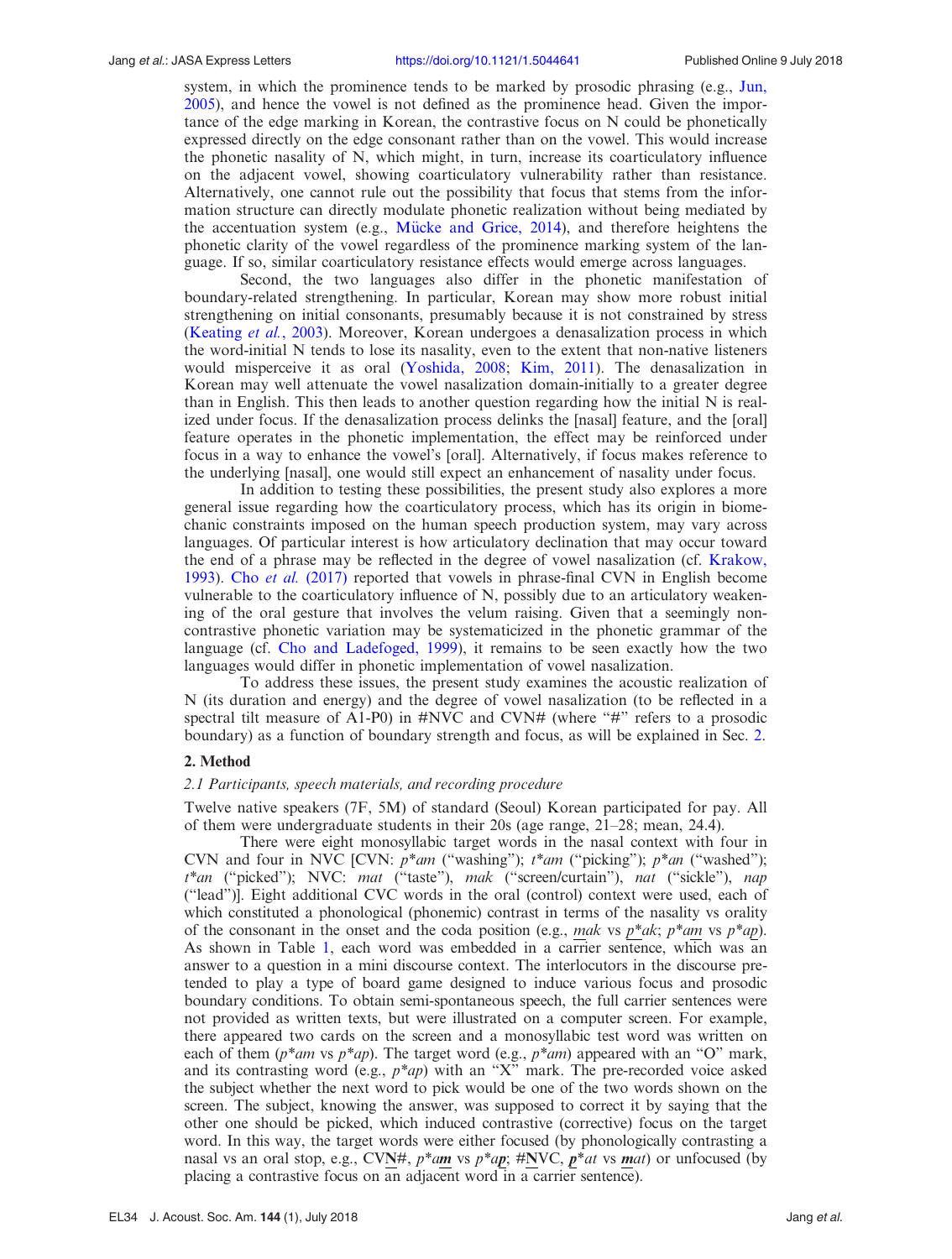system, in which the prominence tends to be marked by prosodic phrasing (e.g., Jun, 2005), and hence the vowel is not defined as the prominence head. Given the importance of the edge marking in Korean, the contrastive focus on N could be phonetically expressed directly on the edge consonant rather than on the vowel. This would increase the phonetic nasality of N, which might, in turn, increase its coarticulatory influence on the adjacent vowel, showing coarticulatory vulnerability rather than resistance. Alternatively, one cannot rule out the possibility that focus that stems from the information structure can directly modulate phonetic realization without being mediated by the accentuation system (e.g., Mücke and Grice, 2014), and therefore heightens the phonetic clarity of the vowel regardless of the prominence marking system of the language. If so, similar coarticulatory resistance effects would emerge across languages.

Second, the two languages also differ in the phonetic manifestation of boundary-related strengthening. In particular, Korean may show more robust initial strengthening on initial consonants, presumably because it is not constrained by stress (Keating *et al.*, 2003). Moreover, Korean undergoes a denasalization process in which the word-initial N tends to lose its nasality, even to the extent that non-native listeners would misperceive it as oral (Yoshida, 2008; Kim, 2011). The denasalization in Korean may well attenuate the vowel nasalization domain-initially to a greater degree than in English. This then leads to another question regarding how the initial N is realized under focus. If the denasalization process delinks the [nasal] feature, and the [oral] feature operates in the phonetic implementation, the effect may be reinforced under focus in a way to enhance the vowel's [oral]. Alternatively, if focus makes reference to the underlying [nasal], one would still expect an enhancement of nasality under focus.

In addition to testing these possibilities, the present study also explores a more general issue regarding how the coarticulatory process, which has its origin in biomechanic constraints imposed on the human speech production system, may vary across languages. Of particular interest is how articulatory declination that may occur toward the end of a phrase may be reflected in the degree of vowel nasalization (cf. Krakow, 1993). Cho *et al.* (2017) reported that vowels in phrase-final CVN in English become vulnerable to the coarticulatory influence of N, possibly due to an articulatory weakening of the oral gesture that involves the velum raising. Given that a seemingly noncontrastive phonetic variation may be systematized in the phonetic grammar of the language (cf. Cho and Ladefoged, 1999), it remains to be seen exactly how the two languages would differ in phonetic implementation of vowel nasalization.

To address these issues, the present study examines the acoustic realization of N (its duration and energy) and the degree of vowel nasalization (to be reflected in a spectral tilt measure of A1-P0) in #NVC and CVN# (where "#" refers to a prosodic boundary) as a function of boundary strength and focus, as will be explained in Sec. 2.

## 2. Method

### 2.1 Participants, speech materials, and recording procedure

Twelve native speakers (7F, 5M) of standard (Seoul) Korean participated for pay. All of them were undergraduate students in their 20s (age range, 21–28; mean, 24.4).

There were eight monosyllabic target words in the nasal context with four in CVN and four in NVC [CVN: *p\*am* ("washing"); *t\*am* ("picking"); *p\*an* ("washed"); *t\*an* ("picked"); NVC: *mat* ("taste"), *mak* ("screen/curtain"), *nat* ("sickle"), *nap* ("lead")]. Eight additional CVC words in the oral (control) context were used, each of which constituted a phonological (phonemic) contrast in terms of the nasality vs orality of the consonant in the onset and the coda position (e.g., *<u>m</u>ak* vs *<u>p\*</u>ak*; *p\*a<u>m</u>* vs *p\*a<u>p</u>*). As shown in Table 1, each word was embedded in a carrier sentence, which was an answer to a question in a mini discourse context. The interlocutors in the discourse pretended to play a type of board game designed to induce various focus and prosodic boundary conditions. To obtain semi-spontaneous speech, the full carrier sentences were not provided as written texts, but were illustrated on a computer screen. For example, there appeared two cards on the screen and a monosyllabic test word was written on each of them (*p\*am* vs *p\*ap*). The target word (e.g., *p\*am*) appeared with an "O" mark, and its contrasting word (e.g., *p\*ap*) with an "X" mark. The pre-recorded voice asked the subject whether the next word to pick would be one of the two words shown on the screen. The subject, knowing the answer, was supposed to correct it by saying that the other one should be picked, which induced contrastive (corrective) focus on the target word. In this way, the target words were either focused (by phonologically contrasting a nasal vs an oral stop, e.g., CV<u>**N**</u>#, *p\*a<u>**m**</u>* vs *p\*a<u>**p**</u>*; #<u>**N**</u>VC, *<u>**p\***</u>at* vs *<u>**m**</u>at*) or unfocused (by placing a contrastive focus on an adjacent word in a carrier sentence).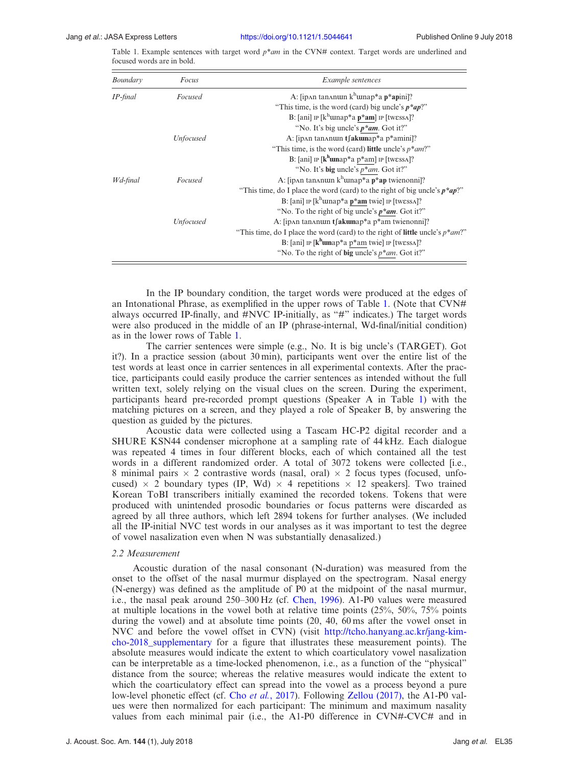Table 1. Example sentences with target word *p\*am* in the CVN# context. Target words are underlined and focused words are in bold.

| *Boundary* | *Focus* | *Example sentences* |
|---|---|---|
| *IP-final* | *Focused* | A: [ipʌn tanʌnɯn kʰɯnap*a **p*ap**ini]? |
| | | "This time, is the word (card) big uncle's ***p\*ap***?" |
| | | B: [ani] IP [kʰɯnap*a <u>**p*am**</u>] IP [twessʌ]? |
| | | "No. It's big uncle's <u>***p\*am***</u>. Got it?" |
| | *Unfocused* | A: [ipʌn tanʌnɯn **tʃakɯn**ap*a p*amini]? |
| | | "This time, is the word (card) **little** uncle's *p\*am*?" |
| | | B: [ani] IP [**kʰɯn**ap*a <u>p*am</u>] IP [twessʌ]? |
| | | "No. It's **big** uncle's <u>*p\*am*</u>. Got it?" |
| *Wd-final* | *Focused* | A: [ipʌn tanʌnɯn kʰɯnap*a **p*ap** twienonni]? |
| | | "This time, do I place the word (card) to the right of big uncle's ***p\*ap***?" |
| | | B: [ani] IP [kʰɯnap*a <u>**p*am**</u> twie] IP [twessʌ]? |
| | | "No. To the right of big uncle's <u>***p\*am***</u>. Got it?" |
| | *Unfocused* | A: [ipʌn tanʌnɯn **tʃakɯn**ap*a p*am twienonni]? |
| | | "This time, do I place the word (card) to the right of **little** uncle's *p\*am*?" |
| | | B: [ani] IP [**kʰɯn**ap*a <u>p*am</u> twie] IP [twessʌ]? |
| | | "No. To the right of **big** uncle's <u>*p\*am*</u>. Got it?" |

In the IP boundary condition, the target words were produced at the edges of an Intonational Phrase, as exemplified in the upper rows of Table 1. (Note that CVN# always occurred IP-finally, and #NVC IP-initially, as "#" indicates.) The target words were also produced in the middle of an IP (phrase-internal, Wd-final/initial condition) as in the lower rows of Table 1.

The carrier sentences were simple (e.g., No. It is big uncle's (TARGET). Got it?). In a practice session (about 30 min), participants went over the entire list of the test words at least once in carrier sentences in all experimental contexts. After the practice, participants could easily produce the carrier sentences as intended without the full written text, solely relying on the visual clues on the screen. During the experiment, participants heard pre-recorded prompt questions (Speaker A in Table 1) with the matching pictures on a screen, and they played a role of Speaker B, by answering the question as guided by the pictures.

Acoustic data were collected using a Tascam HC-P2 digital recorder and a SHURE KSN44 condenser microphone at a sampling rate of 44 kHz. Each dialogue was repeated 4 times in four different blocks, each of which contained all the test words in a different randomized order. A total of 3072 tokens were collected [i.e., 8 minimal pairs $\times$ 2 contrastive words (nasal, oral) $\times$ 2 focus types (focused, unfocused) $\times$ 2 boundary types (IP, Wd) $\times$ 4 repetitions $\times$ 12 speakers]. Two trained Korean ToBI transcribers initially examined the recorded tokens. Tokens that were produced with unintended prosodic boundaries or focus patterns were discarded as agreed by all three authors, which left 2894 tokens for further analyses. (We included all the IP-initial NVC test words in our analyses as it was important to test the degree of vowel nasalization even when N was substantially denasalized.)

### 2.2 Measurement

Acoustic duration of the nasal consonant (N-duration) was measured from the onset to the offset of the nasal murmur displayed on the spectrogram. Nasal energy (N-energy) was defined as the amplitude of P0 at the midpoint of the nasal murmur, i.e., the nasal peak around 250–300 Hz (cf. Chen, 1996). A1-P0 values were measured at multiple locations in the vowel both at relative time points (25%, 50%, 75% points during the vowel) and at absolute time points (20, 40, 60 ms after the vowel onset in NVC and before the vowel offset in CVN) (visit http://tcho.hanyang.ac.kr/jang-kim-cho-2018_supplementary for a figure that illustrates these measurement points). The absolute measures would indicate the extent to which coarticulatory vowel nasalization can be interpretable as a time-locked phenomenon, i.e., as a function of the "physical" distance from the source; whereas the relative measures would indicate the extent to which the coarticulatory effect can spread into the vowel as a process beyond a pure low-level phonetic effect (cf. Cho *et al.*, 2017). Following Zellou (2017), the A1-P0 values were then normalized for each participant: The minimum and maximum nasality values from each minimal pair (i.e., the A1-P0 difference in CVN#-CVC# and in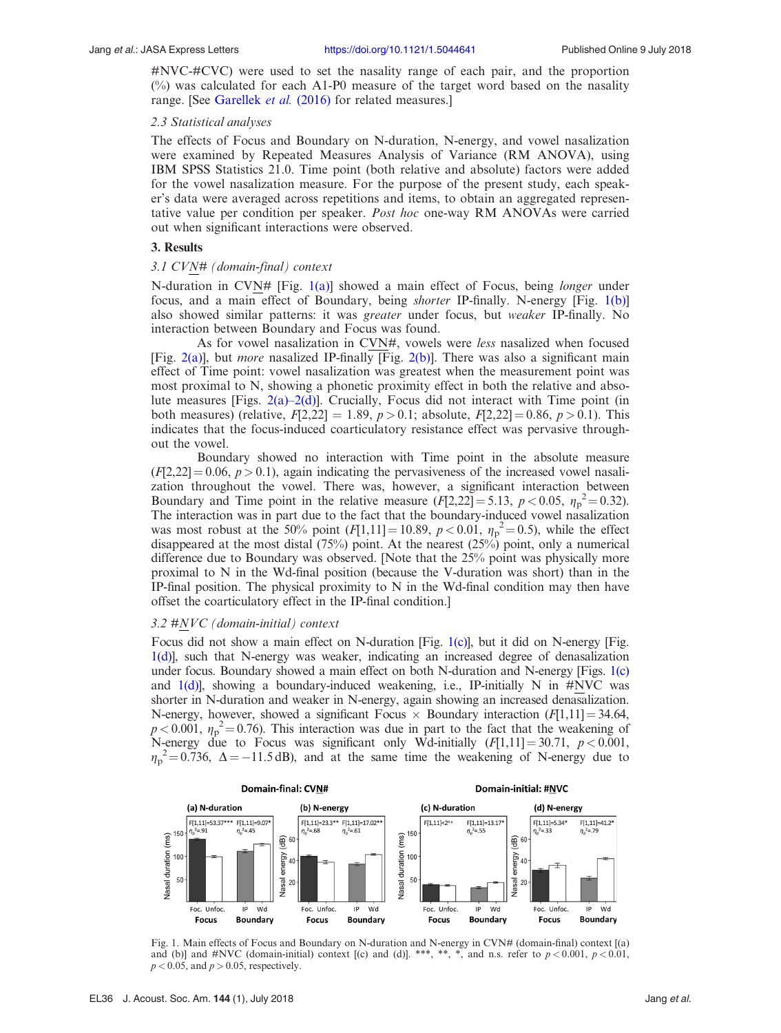#NVC-#CVC) were used to set the nasality range of each pair, and the proportion (%) was calculated for each A1-P0 measure of the target word based on the nasality range. [See Garellek *et al.* (2016) for related measures.]

### 2.3 Statistical analyses

The effects of Focus and Boundary on N-duration, N-energy, and vowel nasalization were examined by Repeated Measures Analysis of Variance (RM ANOVA), using IBM SPSS Statistics 21.0. Time point (both relative and absolute) factors were added for the vowel nasalization measure. For the purpose of the present study, each speaker's data were averaged across repetitions and items, to obtain an aggregated representative value per condition per speaker. *Post hoc* one-way RM ANOVAs were carried out when significant interactions were observed.

## 3. Results

### 3.1 CVN# (domain-final) context

N-duration in CVN# [Fig. 1(a)] showed a main effect of Focus, being *longer* under focus, and a main effect of Boundary, being *shorter* IP-finally. N-energy [Fig. 1(b)] also showed similar patterns: it was *greater* under focus, but *weaker* IP-finally. No interaction between Boundary and Focus was found.

As for vowel nasalization in CVN#, vowels were *less* nasalized when focused [Fig. 2(a)], but *more* nasalized IP-finally [Fig. 2(b)]. There was also a significant main effect of Time point: vowel nasalization was greatest when the measurement point was most proximal to N, showing a phonetic proximity effect in both the relative and absolute measures [Figs. 2(a)–2(d)]. Crucially, Focus did not interact with Time point (in both measures) (relative, $F[2,22] = 1.89$, $p > 0.1$; absolute, $F[2,22] = 0.86$, $p > 0.1$). This indicates that the focus-induced coarticulatory resistance effect was pervasive throughout the vowel.

Boundary showed no interaction with Time point in the absolute measure ($F[2,22] = 0.06$, $p > 0.1$), again indicating the pervasiveness of the increased vowel nasalization throughout the vowel. There was, however, a significant interaction between Boundary and Time point in the relative measure ($F[2,22] = 5.13$, $p < 0.05$, $\eta_p^2 = 0.32$). The interaction was in part due to the fact that the boundary-induced vowel nasalization was most robust at the 50% point ($F[1,11] = 10.89$, $p < 0.01$, $\eta_p^2 = 0.5$), while the effect disappeared at the most distal (75%) point. At the nearest (25%) point, only a numerical difference due to Boundary was observed. [Note that the 25% point was physically more proximal to N in the Wd-final position (because the V-duration was short) than in the IP-final position. The physical proximity to N in the Wd-final condition may then have offset the coarticulatory effect in the IP-final condition.]

### 3.2 #NVC (domain-initial) context

Focus did not show a main effect on N-duration [Fig. 1(c)], but it did on N-energy [Fig. 1(d)], such that N-energy was weaker, indicating an increased degree of denasalization under focus. Boundary showed a main effect on both N-duration and N-energy [Figs. 1(c) and 1(d)], showing a boundary-induced weakening, i.e., IP-initially N in #NVC was shorter in N-duration and weaker in N-energy, again showing an increased denasalization. N-energy, however, showed a significant Focus × Boundary interaction ($F[1,11] = 34.64$, $p < 0.001$, $\eta_p^2 = 0.76$). This interaction was due in part to the fact that the weakening of N-energy due to Focus was significant only Wd-initially ($F[1,11] = 30.71$, $p < 0.001$, $\eta_p^2 = 0.736$, $\Delta = -11.5$ dB), and at the same time the weakening of N-energy due to

Fig. 1. Main effects of Focus and Boundary on N-duration and N-energy in CVN# (domain-final) context [(a) and (b)] and #NVC (domain-initial) context [(c) and (d)]. ***, **, *, and n.s. refer to $p < 0.001$, $p < 0.01$, $p < 0.05$, and $p > 0.05$, respectively.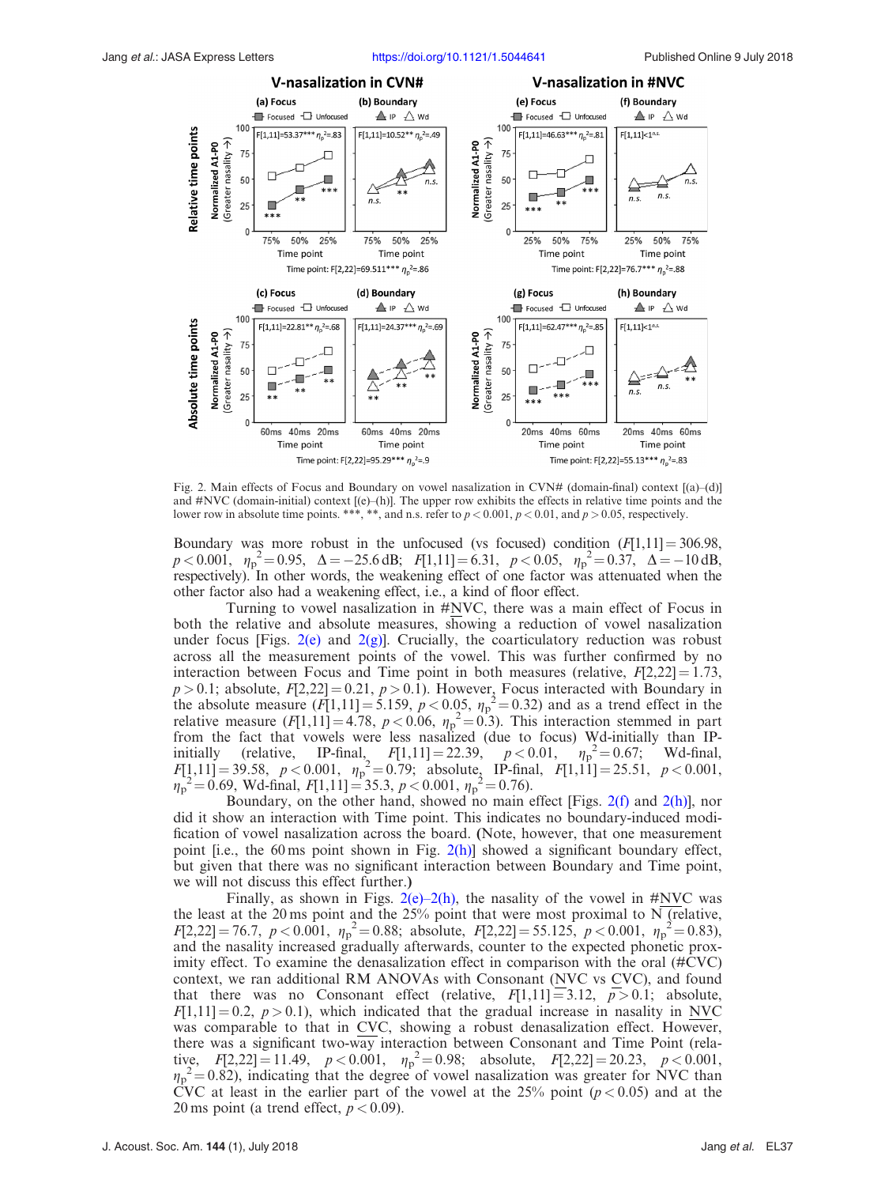Fig. 2. Main effects of Focus and Boundary on vowel nasalization in CVN# (domain-final) context [(a)–(d)] and #NVC (domain-initial) context [(e)–(h)]. The upper row exhibits the effects in relative time points and the lower row in absolute time points. ***, **, and n.s. refer to $p < 0.001$, $p < 0.01$, and $p > 0.05$, respectively.

Boundary was more robust in the unfocused (vs focused) condition ($F[1,11] = 306.98$, $p < 0.001$, $\eta_p^2 = 0.95$, $\Delta = -25.6$ dB; $F[1,11] = 6.31$, $p < 0.05$, $\eta_p^2 = 0.37$, $\Delta = -10$ dB, respectively). In other words, the weakening effect of one factor was attenuated when the other factor also had a weakening effect, i.e., a kind of floor effect.

Turning to vowel nasalization in #NVC, there was a main effect of Focus in both the relative and absolute measures, showing a reduction of vowel nasalization under focus [Figs. 2(e) and 2(g)]. Crucially, the coarticulatory reduction was robust across all the measurement points of the vowel. This was further confirmed by no interaction between Focus and Time point in both measures (relative, $F[2,22] = 1.73$, $p > 0.1$; absolute, $F[2,22] = 0.21$, $p > 0.1$). However, Focus interacted with Boundary in the absolute measure ($F[1,11] = 5.159$, $p < 0.05$, $\eta_p^2 = 0.32$) and as a trend effect in the relative measure ($F[1,11] = 4.78$, $p < 0.06$, $\eta_p^2 = 0.3$). This interaction stemmed in part from the fact that vowels were less nasalized (due to focus) Wd-initially than IP-initially (relative, IP-final, $F[1,11] = 22.39$, $p < 0.01$, $\eta_p^2 = 0.67$; Wd-final, $F[1,11] = 39.58$, $p < 0.001$, $\eta_p^2 = 0.79$; absolute, IP-final, $F[1,11] = 25.51$, $p < 0.001$, $\eta_p^2 = 0.69$, Wd-final, $F[1,11] = 35.3$, $p < 0.001$, $\eta_p^2 = 0.76$).

Boundary, on the other hand, showed no main effect [Figs. 2(f) and 2(h)], nor did it show an interaction with Time point. This indicates no boundary-induced modification of vowel nasalization across the board. (Note, however, that one measurement point [i.e., the 60 ms point shown in Fig. 2(h)] showed a significant boundary effect, but given that there was no significant interaction between Boundary and Time point, we will not discuss this effect further.)

Finally, as shown in Figs. 2(e)–2(h), the nasality of the vowel in #NVC was the least at the 20 ms point and the 25% point that were most proximal to N (relative, $F[2,22] = 76.7$, $p < 0.001$, $\eta_p^2 = 0.88$; absolute, $F[2,22] = 55.125$, $p < 0.001$, $\eta_p^2 = 0.83$), and the nasality increased gradually afterwards, counter to the expected phonetic proximity effect. To examine the denasalization effect in comparison with the oral (#CVC) context, we ran additional RM ANOVAs with Consonant (NVC vs CVC), and found that there was no Consonant effect (relative, $F[1,11] = 3.12$, $p > 0.1$; absolute, $F[1,11] = 0.2$, $p > 0.1$), which indicated that the gradual increase in nasality in NVC was comparable to that in CVC, showing a robust denasalization effect. However, there was a significant two-way interaction between Consonant and Time Point (relative, $F[2,22] = 11.49$, $p < 0.001$, $\eta_p^2 = 0.98$; absolute, $F[2,22] = 20.23$, $p < 0.001$, $\eta_p^2 = 0.82$), indicating that the degree of vowel nasalization was greater for NVC than CVC at least in the earlier part of the vowel at the 25% point ($p < 0.05$) and at the 20 ms point (a trend effect, $p < 0.09$).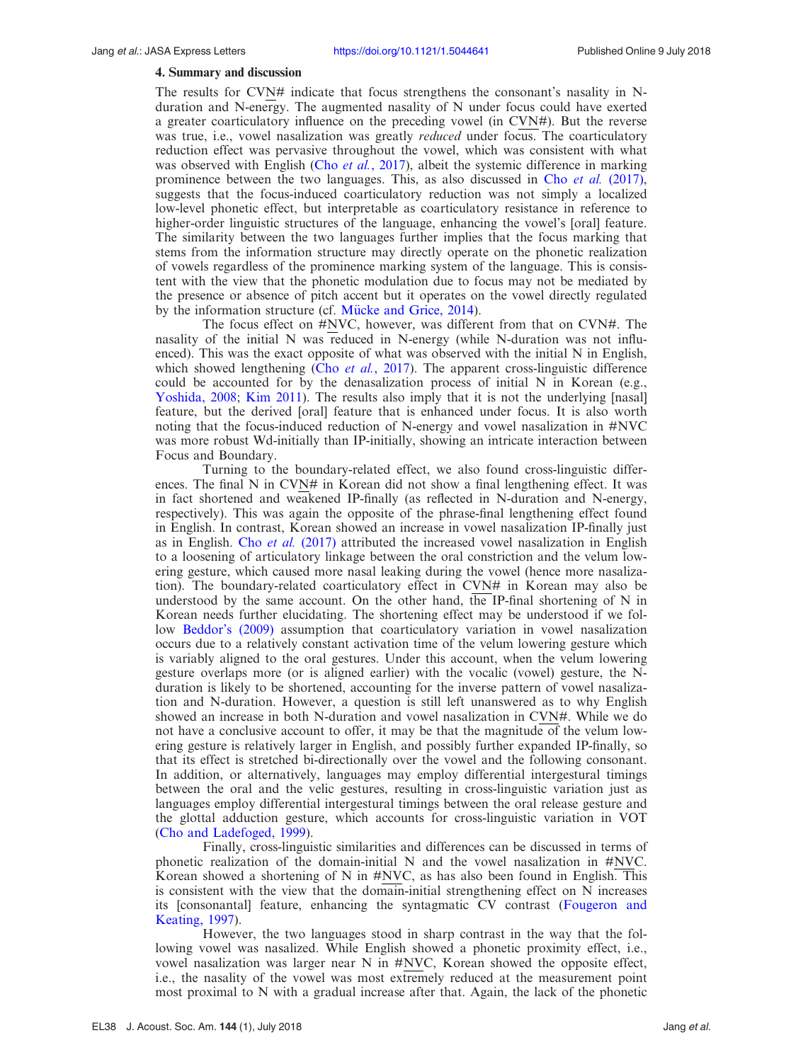### 4. Summary and discussion

The results for CVN# indicate that focus strengthens the consonant's nasality in N-duration and N-energy. The augmented nasality of N under focus could have exerted a greater coarticulatory influence on the preceding vowel (in CVN#). But the reverse was true, i.e., vowel nasalization was greatly *reduced* under focus. The coarticulatory reduction effect was pervasive throughout the vowel, which was consistent with what was observed with English (Cho *et al.*, 2017), albeit the systemic difference in marking prominence between the two languages. This, as also discussed in Cho *et al.* (2017), suggests that the focus-induced coarticulatory reduction was not simply a localized low-level phonetic effect, but interpretable as coarticulatory resistance in reference to higher-order linguistic structures of the language, enhancing the vowel's [oral] feature. The similarity between the two languages further implies that the focus marking that stems from the information structure may directly operate on the phonetic realization of vowels regardless of the prominence marking system of the language. This is consistent with the view that the phonetic modulation due to focus may not be mediated by the presence or absence of pitch accent but it operates on the vowel directly regulated by the information structure (cf. Mücke and Grice, 2014).

The focus effect on #NVC, however, was different from that on CVN#. The nasality of the initial N was reduced in N-energy (while N-duration was not influenced). This was the exact opposite of what was observed with the initial N in English, which showed lengthening (Cho *et al.*, 2017). The apparent cross-linguistic difference could be accounted for by the denasalization process of initial N in Korean (e.g., Yoshida, 2008; Kim 2011). The results also imply that it is not the underlying [nasal] feature, but the derived [oral] feature that is enhanced under focus. It is also worth noting that the focus-induced reduction of N-energy and vowel nasalization in #NVC was more robust Wd-initially than IP-initially, showing an intricate interaction between Focus and Boundary.

Turning to the boundary-related effect, we also found cross-linguistic differences. The final N in CVN# in Korean did not show a final lengthening effect. It was in fact shortened and weakened IP-finally (as reflected in N-duration and N-energy, respectively). This was again the opposite of the phrase-final lengthening effect found in English. In contrast, Korean showed an increase in vowel nasalization IP-finally just as in English. Cho *et al.* (2017) attributed the increased vowel nasalization in English to a loosening of articulatory linkage between the oral constriction and the velum lowering gesture, which caused more nasal leaking during the vowel (hence more nasalization). The boundary-related coarticulatory effect in CVN# in Korean may also be understood by the same account. On the other hand, the IP-final shortening of N in Korean needs further elucidating. The shortening effect may be understood if we follow Beddor's (2009) assumption that coarticulatory variation in vowel nasalization occurs due to a relatively constant activation time of the velum lowering gesture which is variably aligned to the oral gestures. Under this account, when the velum lowering gesture overlaps more (or is aligned earlier) with the vocalic (vowel) gesture, the N-duration is likely to be shortened, accounting for the inverse pattern of vowel nasalization and N-duration. However, a question is still left unanswered as to why English showed an increase in both N-duration and vowel nasalization in CVN#. While we do not have a conclusive account to offer, it may be that the magnitude of the velum lowering gesture is relatively larger in English, and possibly further expanded IP-finally, so that its effect is stretched bi-directionally over the vowel and the following consonant. In addition, or alternatively, languages may employ differential intergestural timings between the oral and the velic gestures, resulting in cross-linguistic variation just as languages employ differential intergestural timings between the oral release gesture and the glottal adduction gesture, which accounts for cross-linguistic variation in VOT (Cho and Ladefoged, 1999).

Finally, cross-linguistic similarities and differences can be discussed in terms of phonetic realization of the domain-initial N and the vowel nasalization in #NVC. Korean showed a shortening of N in #NVC, as has also been found in English. This is consistent with the view that the domain-initial strengthening effect on N increases its [consonantal] feature, enhancing the syntagmatic CV contrast (Fougeron and Keating, 1997).

However, the two languages stood in sharp contrast in the way that the following vowel was nasalized. While English showed a phonetic proximity effect, i.e., vowel nasalization was larger near N in #NVC, Korean showed the opposite effect, i.e., the nasality of the vowel was most extremely reduced at the measurement point most proximal to N with a gradual increase after that. Again, the lack of the phonetic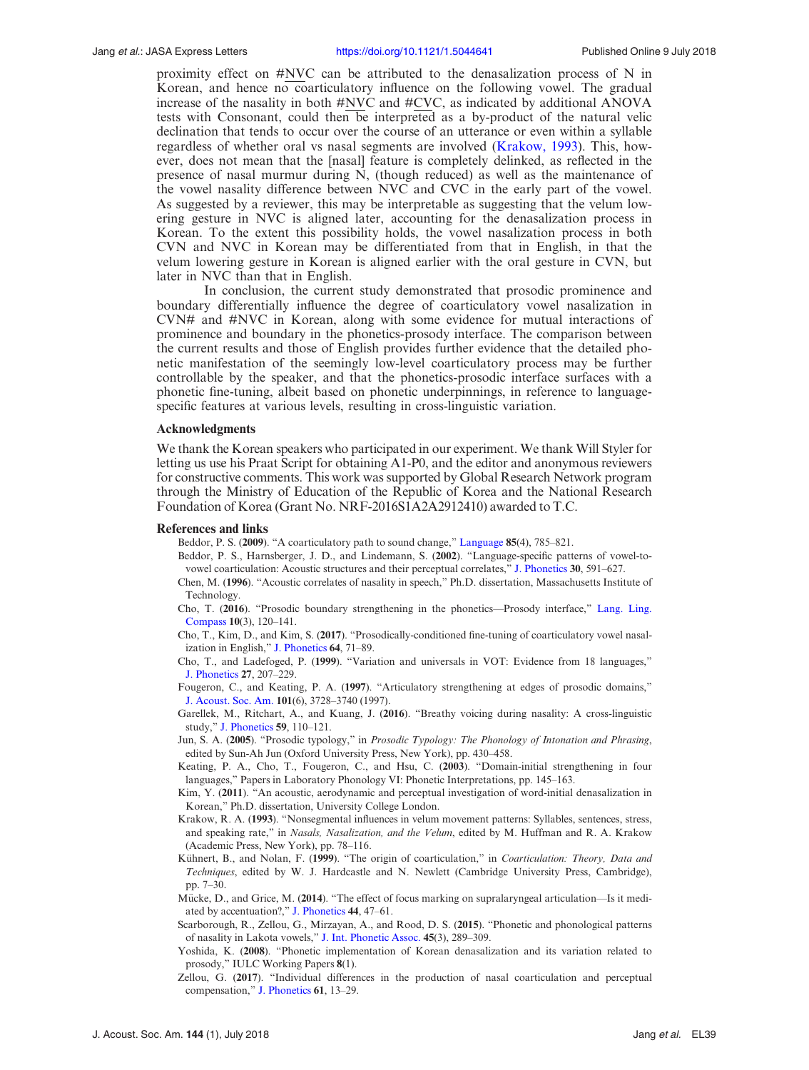proximity effect on #NVC can be attributed to the denasalization process of N in Korean, and hence no coarticulatory influence on the following vowel. The gradual increase of the nasality in both #NVC and #CVC, as indicated by additional ANOVA tests with Consonant, could then be interpreted as a by-product of the natural velic declination that tends to occur over the course of an utterance or even within a syllable regardless of whether oral vs nasal segments are involved (Krakow, 1993). This, however, does not mean that the [nasal] feature is completely delinked, as reflected in the presence of nasal murmur during N, (though reduced) as well as the maintenance of the vowel nasality difference between NVC and CVC in the early part of the vowel. As suggested by a reviewer, this may be interpretable as suggesting that the velum lowering gesture in NVC is aligned later, accounting for the denasalization process in Korean. To the extent this possibility holds, the vowel nasalization process in both CVN and NVC in Korean may be differentiated from that in English, in that the velum lowering gesture in Korean is aligned earlier with the oral gesture in CVN, but later in NVC than that in English.

In conclusion, the current study demonstrated that prosodic prominence and boundary differentially influence the degree of coarticulatory vowel nasalization in CVN# and #NVC in Korean, along with some evidence for mutual interactions of prominence and boundary in the phonetics-prosody interface. The comparison between the current results and those of English provides further evidence that the detailed phonetic manifestation of the seemingly low-level coarticulatory process may be further controllable by the speaker, and that the phonetics-prosodic interface surfaces with a phonetic fine-tuning, albeit based on phonetic underpinnings, in reference to language-specific features at various levels, resulting in cross-linguistic variation.

### Acknowledgments

We thank the Korean speakers who participated in our experiment. We thank Will Styler for letting us use his Praat Script for obtaining A1-P0, and the editor and anonymous reviewers for constructive comments. This work was supported by Global Research Network program through the Ministry of Education of the Republic of Korea and the National Research Foundation of Korea (Grant No. NRF-2016S1A2A2912410) awarded to T.C.

### References and links

Beddor, P. S. (**2009**). "A coarticulatory path to sound change," Language **85**(4), 785–821.

Beddor, P. S., Harnsberger, J. D., and Lindemann, S. (**2002**). "Language-specific patterns of vowel-to-vowel coarticulation: Acoustic structures and their perceptual correlates," J. Phonetics **30**, 591–627.

Chen, M. (**1996**). "Acoustic correlates of nasality in speech," Ph.D. dissertation, Massachusetts Institute of Technology.

Cho, T. (**2016**). "Prosodic boundary strengthening in the phonetics—Prosody interface," Lang. Ling. Compass **10**(3), 120–141.

Cho, T., Kim, D., and Kim, S. (**2017**). "Prosodically-conditioned fine-tuning of coarticulatory vowel nasalization in English," J. Phonetics **64**, 71–89.

Cho, T., and Ladefoged, P. (**1999**). "Variation and universals in VOT: Evidence from 18 languages," J. Phonetics **27**, 207–229.

Fougeron, C., and Keating, P. A. (**1997**). "Articulatory strengthening at edges of prosodic domains," J. Acoust. Soc. Am. **101**(6), 3728–3740 (1997).

Garellek, M., Ritchart, A., and Kuang, J. (**2016**). "Breathy voicing during nasality: A cross-linguistic study," J. Phonetics **59**, 110–121.

Jun, S. A. (**2005**). "Prosodic typology," in *Prosodic Typology: The Phonology of Intonation and Phrasing*, edited by Sun-Ah Jun (Oxford University Press, New York), pp. 430–458.

Keating, P. A., Cho, T., Fougeron, C., and Hsu, C. (**2003**). "Domain-initial strengthening in four languages," Papers in Laboratory Phonology VI: Phonetic Interpretations, pp. 145–163.

Kim, Y. (**2011**). "An acoustic, aerodynamic and perceptual investigation of word-initial denasalization in Korean," Ph.D. dissertation, University College London.

Krakow, R. A. (**1993**). "Nonsegmental influences in velum movement patterns: Syllables, sentences, stress, and speaking rate," in *Nasals, Nasalization, and the Velum*, edited by M. Huffman and R. A. Krakow (Academic Press, New York), pp. 78–116.

Kühnert, B., and Nolan, F. (**1999**). "The origin of coarticulation," in *Coarticulation: Theory, Data and Techniques*, edited by W. J. Hardcastle and N. Newlett (Cambridge University Press, Cambridge), pp. 7–30.

Mücke, D., and Grice, M. (**2014**). "The effect of focus marking on supralaryngeal articulation—Is it mediated by accentuation?," J. Phonetics **44**, 47–61.

Scarborough, R., Zellou, G., Mirzayan, A., and Rood, D. S. (**2015**). "Phonetic and phonological patterns of nasality in Lakota vowels," J. Int. Phonetic Assoc. **45**(3), 289–309.

Yoshida, K. (**2008**). "Phonetic implementation of Korean denasalization and its variation related to prosody," IULC Working Papers **8**(1).

Zellou, G. (**2017**). "Individual differences in the production of nasal coarticulation and perceptual compensation," J. Phonetics **61**, 13–29.